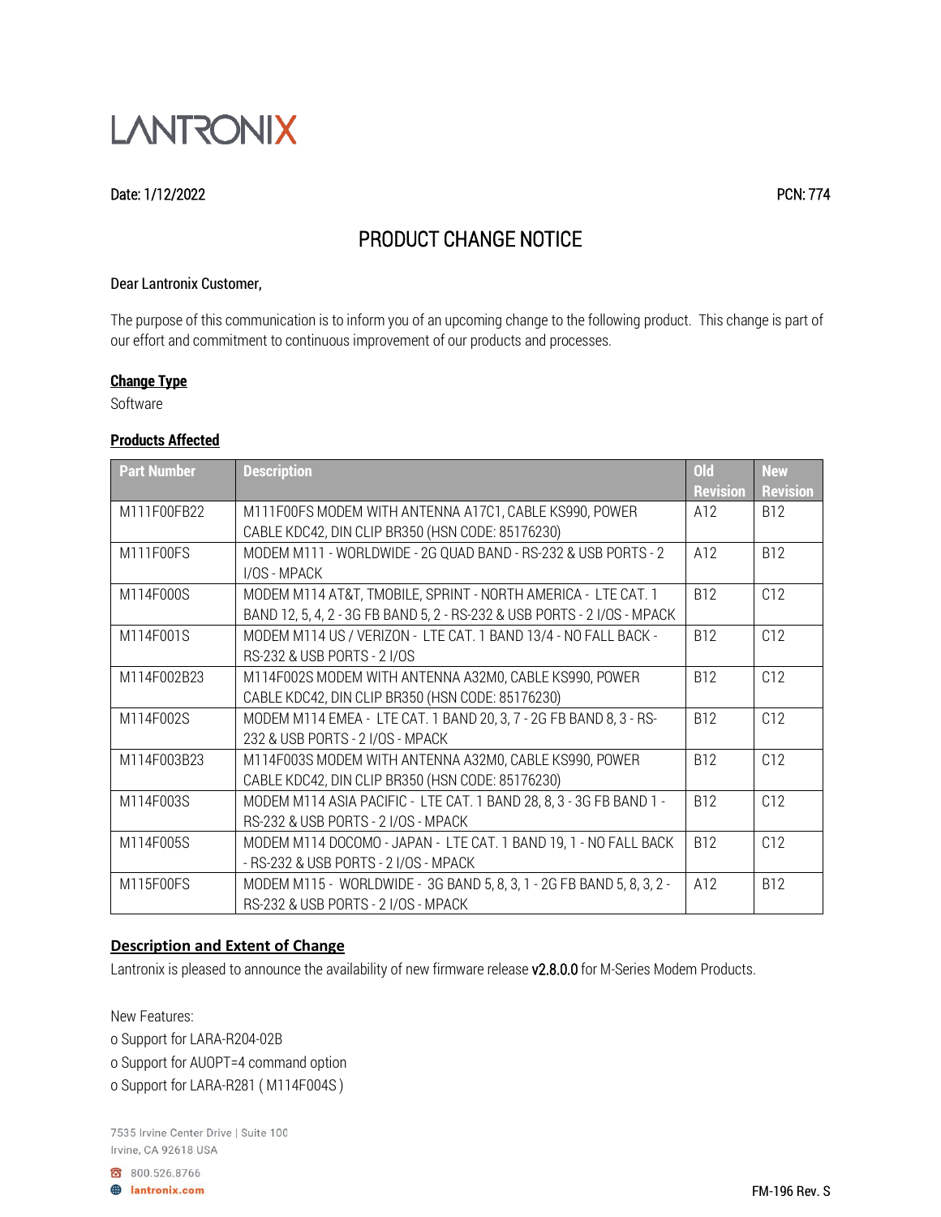# LANTRONIX

Date: 1/12/2022 PCN: 774

## PRODUCT CHANGE NOTICE

Dear Lantronix Customer,

The purpose of this communication is to inform you of an upcoming change to the following product. This change is part of our effort and commitment to continuous improvement of our products and processes.

### Change Type

Software

### Products Affected

| Part Number | Description | Old Revision | New Revision |
|---|---|---|---|
| M111F00FB22 | M111F00FS MODEM WITH ANTENNA A17C1, CABLE KS990, POWER CABLE KDC42, DIN CLIP BR350 (HSN CODE: 85176230) | A12 | B12 |
| M111F00FS | MODEM M111 - WORLDWIDE - 2G QUAD BAND - RS-232 & USB PORTS - 2 I/OS - MPACK | A12 | B12 |
| M114F000S | MODEM M114 AT&T, TMOBILE, SPRINT - NORTH AMERICA - LTE CAT. 1 BAND 12, 5, 4, 2 - 3G FB BAND 5, 2 - RS-232 & USB PORTS - 2 I/OS - MPACK | B12 | C12 |
| M114F001S | MODEM M114 US / VERIZON - LTE CAT. 1 BAND 13/4 - NO FALL BACK - RS-232 & USB PORTS - 2 I/OS | B12 | C12 |
| M114F002B23 | M114F002S MODEM WITH ANTENNA A32M0, CABLE KS990, POWER CABLE KDC42, DIN CLIP BR350 (HSN CODE: 85176230) | B12 | C12 |
| M114F002S | MODEM M114 EMEA - LTE CAT. 1 BAND 20, 3, 7 - 2G FB BAND 8, 3 - RS-232 & USB PORTS - 2 I/OS - MPACK | B12 | C12 |
| M114F003B23 | M114F003S MODEM WITH ANTENNA A32M0, CABLE KS990, POWER CABLE KDC42, DIN CLIP BR350 (HSN CODE: 85176230) | B12 | C12 |
| M114F003S | MODEM M114 ASIA PACIFIC - LTE CAT. 1 BAND 28, 8, 3 - 3G FB BAND 1 - RS-232 & USB PORTS - 2 I/OS - MPACK | B12 | C12 |
| M114F005S | MODEM M114 DOCOMO - JAPAN - LTE CAT. 1 BAND 19, 1 - NO FALL BACK - RS-232 & USB PORTS - 2 I/OS - MPACK | B12 | C12 |
| M115F00FS | MODEM M115 - WORLDWIDE - 3G BAND 5, 8, 3, 1 - 2G FB BAND 5, 8, 3, 2 - RS-232 & USB PORTS - 2 I/OS - MPACK | A12 | B12 |

### Description and Extent of Change

Lantronix is pleased to announce the availability of new firmware release v2.8.0.0 for M-Series Modem Products.

New Features:

- Support for LARA-R204-02B
- Support for AUOPT=4 command option
- Support for LARA-R281 ( M114F004S )

7535 Irvine Center Drive | Suite 100
Irvine, CA 92618 USA

800.526.8766
lantronix.com

FM-196 Rev. S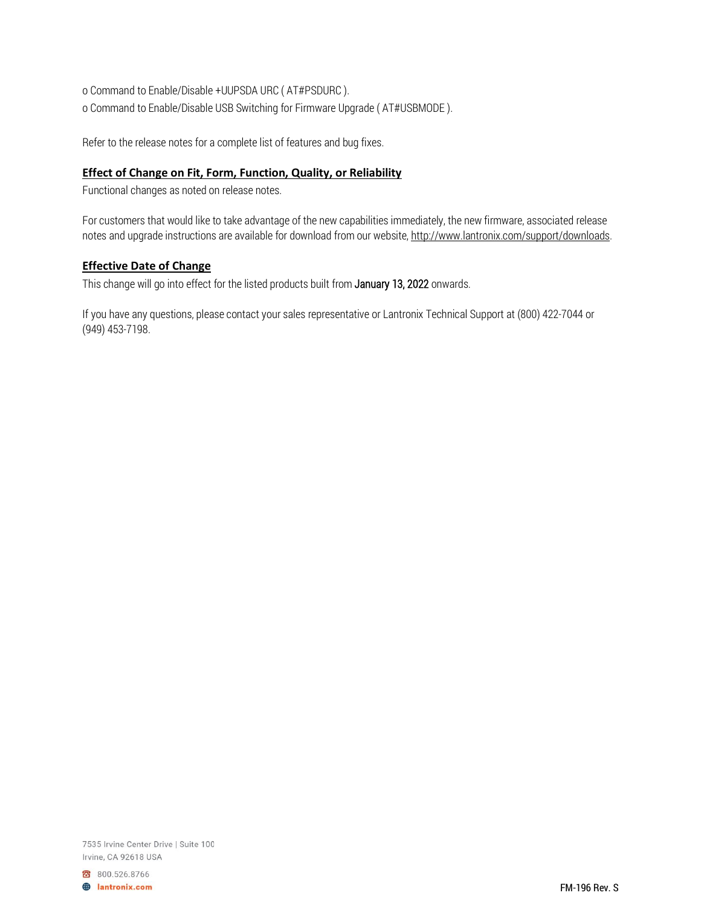o Command to Enable/Disable +UUPSDA URC ( AT#PSDURC ).

o Command to Enable/Disable USB Switching for Firmware Upgrade ( AT#USBMODE ).

Refer to the release notes for a complete list of features and bug fixes.

## Effect of Change on Fit, Form, Function, Quality, or Reliability

Functional changes as noted on release notes.

For customers that would like to take advantage of the new capabilities immediately, the new firmware, associated release notes and upgrade instructions are available for download from our website, http://www.lantronix.com/support/downloads.

## Effective Date of Change

This change will go into effect for the listed products built from January 13, 2022 onwards.

If you have any questions, please contact your sales representative or Lantronix Technical Support at (800) 422-7044 or (949) 453-7198.